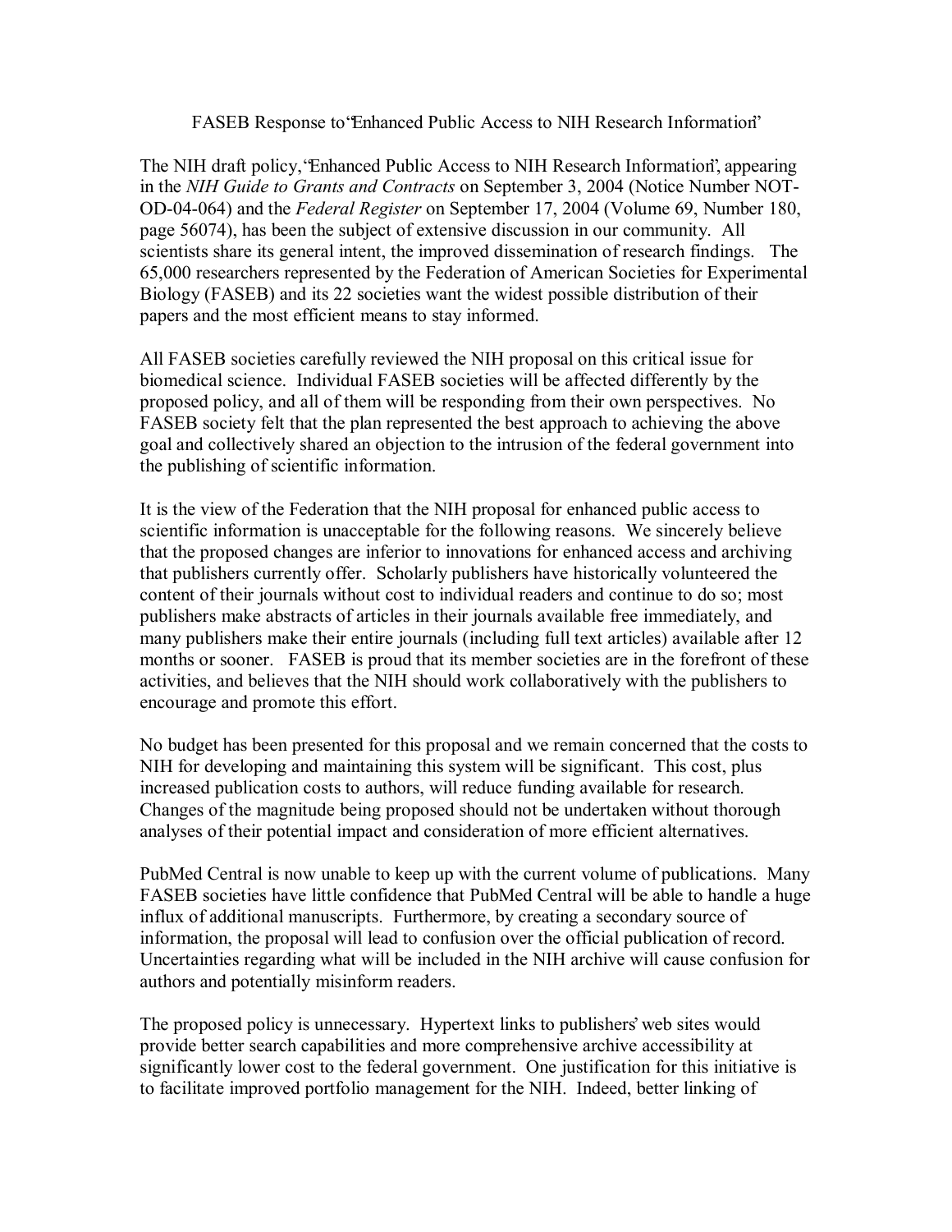# FASEB Response to "Enhanced Public Access to NIH Research Information"

The NIH draft policy, "Enhanced Public Access to NIH Research Information", appearing in the *NIH Guide to Grants and Contracts* on September 3, 2004 (Notice Number NOT-OD-04-064) and the *Federal Register* on September 17, 2004 (Volume 69, Number 180, page 56074), has been the subject of extensive discussion in our community. All scientists share its general intent, the improved dissemination of research findings. The 65,000 researchers represented by the Federation of American Societies for Experimental Biology (FASEB) and its 22 societies want the widest possible distribution of their papers and the most efficient means to stay informed.

All FASEB societies carefully reviewed the NIH proposal on this critical issue for biomedical science. Individual FASEB societies will be affected differently by the proposed policy, and all of them will be responding from their own perspectives. No FASEB society felt that the plan represented the best approach to achieving the above goal and collectively shared an objection to the intrusion of the federal government into the publishing of scientific information.

It is the view of the Federation that the NIH proposal for enhanced public access to scientific information is unacceptable for the following reasons. We sincerely believe that the proposed changes are inferior to innovations for enhanced access and archiving that publishers currently offer. Scholarly publishers have historically volunteered the content of their journals without cost to individual readers and continue to do so; most publishers make abstracts of articles in their journals available free immediately, and many publishers make their entire journals (including full text articles) available after 12 months or sooner. FASEB is proud that its member societies are in the forefront of these activities, and believes that the NIH should work collaboratively with the publishers to encourage and promote this effort.

No budget has been presented for this proposal and we remain concerned that the costs to NIH for developing and maintaining this system will be significant. This cost, plus increased publication costs to authors, will reduce funding available for research. Changes of the magnitude being proposed should not be undertaken without thorough analyses of their potential impact and consideration of more efficient alternatives.

PubMed Central is now unable to keep up with the current volume of publications. Many FASEB societies have little confidence that PubMed Central will be able to handle a huge influx of additional manuscripts. Furthermore, by creating a secondary source of information, the proposal will lead to confusion over the official publication of record. Uncertainties regarding what will be included in the NIH archive will cause confusion for authors and potentially misinform readers.

The proposed policy is unnecessary. Hypertext links to publishers' web sites would provide better search capabilities and more comprehensive archive accessibility at significantly lower cost to the federal government. One justification for this initiative is to facilitate improved portfolio management for the NIH. Indeed, better linking of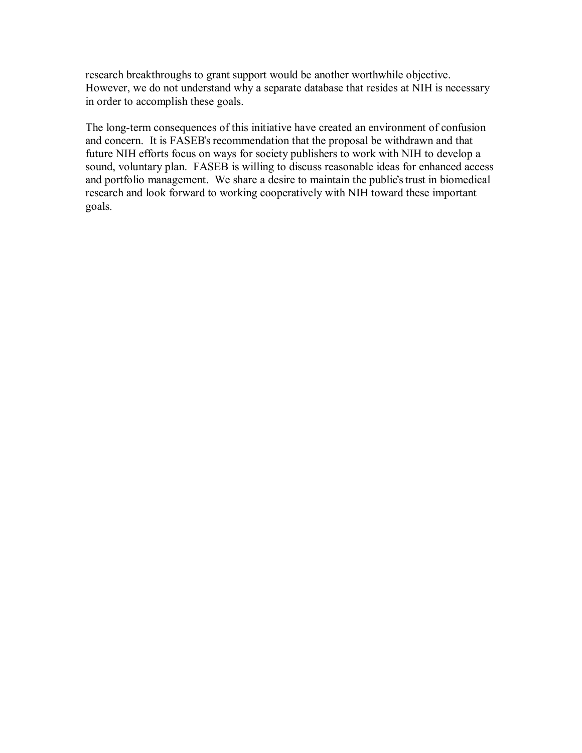research breakthroughs to grant support would be another worthwhile objective. However, we do not understand why a separate database that resides at NIH is necessary in order to accomplish these goals.

The long-term consequences of this initiative have created an environment of confusion and concern. It is FASEB's recommendation that the proposal be withdrawn and that future NIH efforts focus on ways for society publishers to work with NIH to develop a sound, voluntary plan. FASEB is willing to discuss reasonable ideas for enhanced access and portfolio management. We share a desire to maintain the public's trust in biomedical research and look forward to working cooperatively with NIH toward these important goals.